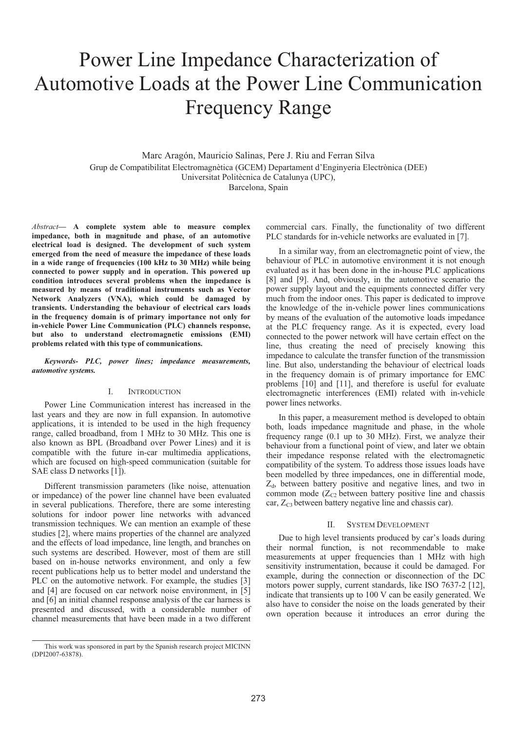# Power Line Impedance Characterization of Automotive Loads at the Power Line Communication Frequency Range

Marc Aragón, Mauricio Salinas, Pere J. Riu and Ferran Silva

Grup de Compatibilitat Electromagnètica (GCEM) Departament d'Enginyeria Electrònica (DEE)

Universitat Politècnica de Catalunya (UPC),

Barcelona, Spain

*Abstract*— **A complete system able to measure complex impedance, both in magnitude and phase, of an automotive electrical load is designed. The development of such system emerged from the need of measure the impedance of these loads in a wide range of frequencies (100 kHz to 30 MHz) while being connected to power supply and in operation. This powered up condition introduces several problems when the impedance is measured by means of traditional instruments such as Vector Network Analyzers (VNA), which could be damaged by transients. Understanding the behaviour of electrical cars loads in the frequency domain is of primary importance not only for in-vehicle Power Line Communication (PLC) channels response, but also to understand electromagnetic emissions (EMI) problems related with this type of communications.**

***Keywords- PLC, power lines; impedance measurements, automotive systems.***

## I. Introduction

Power Line Communication interest has increased in the last years and they are now in full expansion. In automotive applications, it is intended to be used in the high frequency range, called broadband, from 1 MHz to 30 MHz. This one is also known as BPL (Broadband over Power Lines) and it is compatible with the future in-car multimedia applications, which are focused on high-speed communication (suitable for SAE class D networks [1]).

Different transmission parameters (like noise, attenuation or impedance) of the power line channel have been evaluated in several publications. Therefore, there are some interesting solutions for indoor power line networks with advanced transmission techniques. We can mention an example of these studies [2], where mains properties of the channel are analyzed and the effects of load impedance, line length, and branches on such systems are described. However, most of them are still based on in-house networks environment, and only a few recent publications help us to better model and understand the PLC on the automotive network. For example, the studies [3] and [4] are focused on car network noise environment, in [5] and [6] an initial channel response analysis of the car harness is presented and discussed, with a considerable number of channel measurements that have been made in a two different commercial cars. Finally, the functionality of two different PLC standards for in-vehicle networks are evaluated in [7].

In a similar way, from an electromagnetic point of view, the behaviour of PLC in automotive environment it is not enough evaluated as it has been done in the in-house PLC applications [8] and [9]. And, obviously, in the automotive scenario the power supply layout and the equipments connected differ very much from the indoor ones. This paper is dedicated to improve the knowledge of the in-vehicle power lines communications by means of the evaluation of the automotive loads impedance at the PLC frequency range. As it is expected, every load connected to the power network will have certain effect on the line, thus creating the need of precisely knowing this impedance to calculate the transfer function of the transmission line. But also, understanding the behaviour of electrical loads in the frequency domain is of primary importance for EMC problems [10] and [11], and therefore is useful for evaluate electromagnetic interferences (EMI) related with in-vehicle power lines networks.

In this paper, a measurement method is developed to obtain both, loads impedance magnitude and phase, in the whole frequency range (0.1 up to 30 MHz). First, we analyze their behaviour from a functional point of view, and later we obtain their impedance response related with the electromagnetic compatibility of the system. To address those issues loads have been modelled by three impedances, one in differential mode, $Z_d$, between battery positive and negative lines, and two in common mode ($Z_{C2}$ between battery positive line and chassis car, $Z_{C3}$ between battery negative line and chassis car).

## II. System Development

Due to high level transients produced by car's loads during their normal function, is not recommendable to make measurements at upper frequencies than 1 MHz with high sensitivity instrumentation, because it could be damaged. For example, during the connection or disconnection of the DC motors power supply, current standards, like ISO 7637-2 [12], indicate that transients up to 100 V can be easily generated. We also have to consider the noise on the loads generated by their own operation because it introduces an error during the

This work was sponsored in part by the Spanish research project MICINN (DPI2007-63878).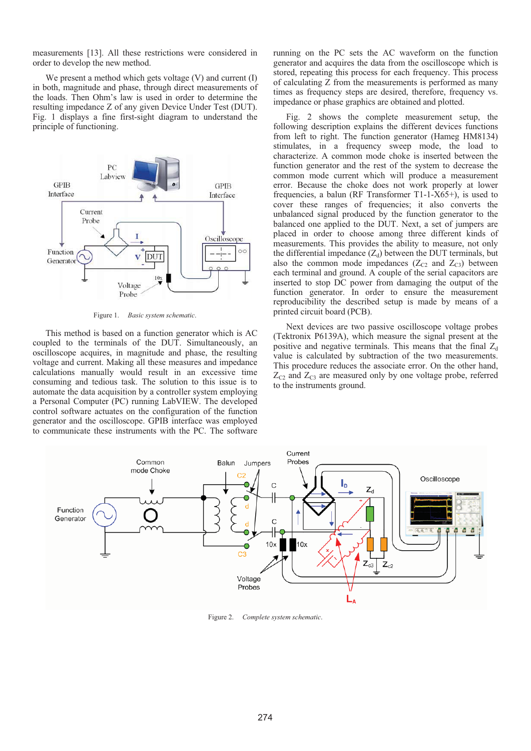measurements [13]. All these restrictions were considered in order to develop the new method.

We present a method which gets voltage (V) and current (I) in both, magnitude and phase, through direct measurements of the loads. Then Ohm's law is used in order to determine the resulting impedance Z of any given Device Under Test (DUT). Fig. 1 displays a fine first-sight diagram to understand the principle of functioning.

Figure 1. *Basic system schematic.*

This method is based on a function generator which is AC coupled to the terminals of the DUT. Simultaneously, an oscilloscope acquires, in magnitude and phase, the resulting voltage and current. Making all these measures and impedance calculations manually would result in an excessive time consuming and tedious task. The solution to this issue is to automate the data acquisition by a controller system employing a Personal Computer (PC) running LabVIEW. The developed control software actuates on the configuration of the function generator and the oscilloscope. GPIB interface was employed to communicate these instruments with the PC. The software running on the PC sets the AC waveform on the function generator and acquires the data from the oscilloscope which is stored, repeating this process for each frequency. This process of calculating Z from the measurements is performed as many times as frequency steps are desired, therefore, frequency vs. impedance or phase graphics are obtained and plotted.

Fig. 2 shows the complete measurement setup, the following description explains the different devices functions from left to right. The function generator (Hameg HM8134) stimulates, in a frequency sweep mode, the load to characterize. A common mode choke is inserted between the function generator and the rest of the system to decrease the common mode current which will produce a measurement error. Because the choke does not work properly at lower frequencies, a balun (RF Transformer T1-1-X65+), is used to cover these ranges of frequencies; it also converts the unbalanced signal produced by the function generator to the balanced one applied to the DUT. Next, a set of jumpers are placed in order to choose among three different kinds of measurements. This provides the ability to measure, not only the differential impedance ($Z_d$) between the DUT terminals, but also the common mode impedances ($Z_{C2}$ and $Z_{C3}$) between each terminal and ground. A couple of the serial capacitors are inserted to stop DC power from damaging the output of the function generator. In order to ensure the measurement reproducibility the described setup is made by means of a printed circuit board (PCB).

Next devices are two passive oscilloscope voltage probes (Tektronix P6139A), which measure the signal present at the positive and negative terminals. This means that the final $Z_d$ value is calculated by subtraction of the two measurements. This procedure reduces the associate error. On the other hand, $Z_{C2}$ and $Z_{C3}$ are measured only by one voltage probe, referred to the instruments ground.

Figure 2. *Complete system schematic.*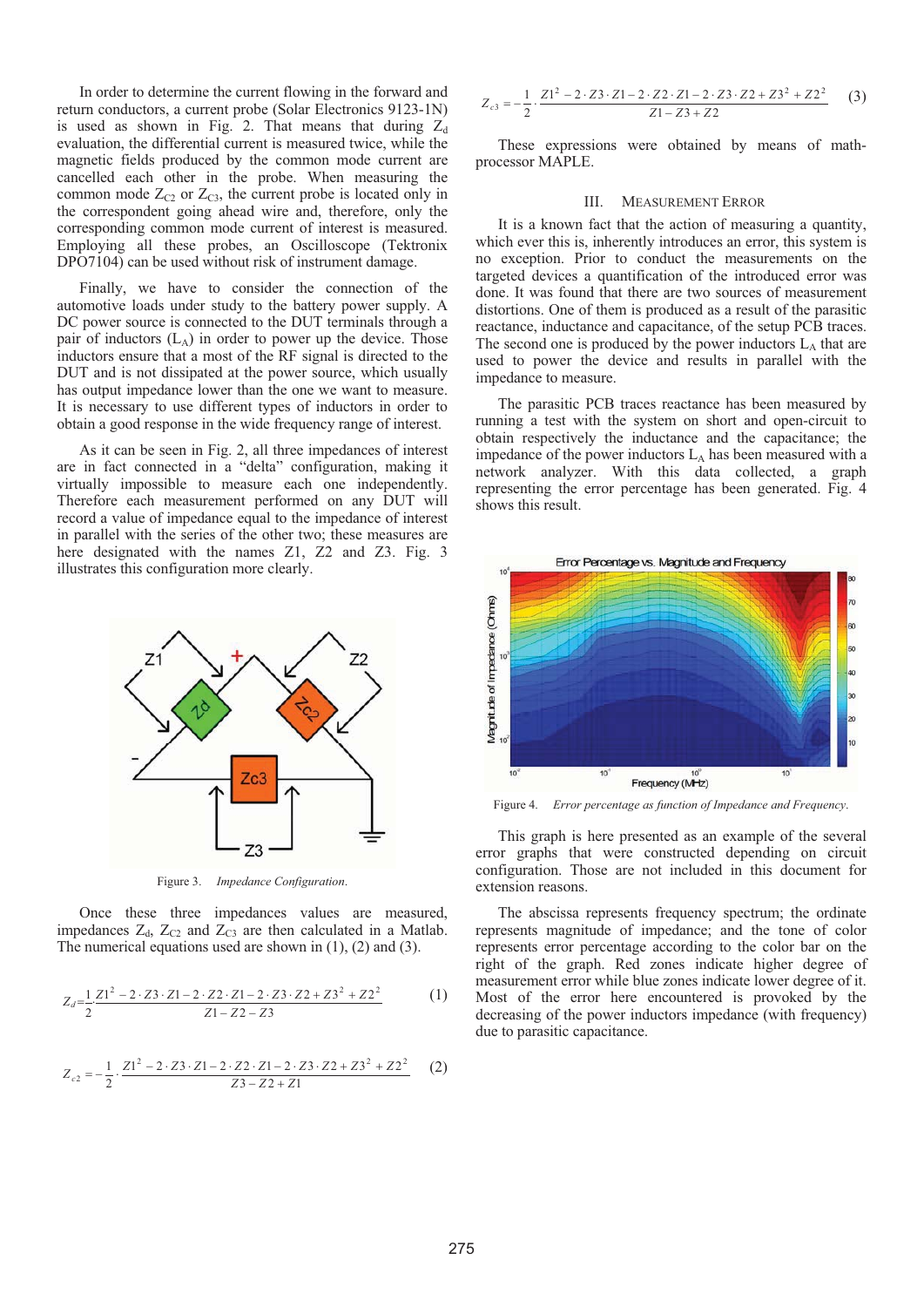In order to determine the current flowing in the forward and return conductors, a current probe (Solar Electronics 9123-1N) is used as shown in Fig. 2. That means that during $Z_d$ evaluation, the differential current is measured twice, while the magnetic fields produced by the common mode current are cancelled each other in the probe. When measuring the common mode $Z_{C2}$ or $Z_{C3}$, the current probe is located only in the correspondent going ahead wire and, therefore, only the corresponding common mode current of interest is measured. Employing all these probes, an Oscilloscope (Tektronix DPO7104) can be used without risk of instrument damage.

Finally, we have to consider the connection of the automotive loads under study to the battery power supply. A DC power source is connected to the DUT terminals through a pair of inductors ($L_A$) in order to power up the device. Those inductors ensure that a most of the RF signal is directed to the DUT and is not dissipated at the power source, which usually has output impedance lower than the one we want to measure. It is necessary to use different types of inductors in order to obtain a good response in the wide frequency range of interest.

As it can be seen in Fig. 2, all three impedances of interest are in fact connected in a "delta" configuration, making it virtually impossible to measure each one independently. Therefore each measurement performed on any DUT will record a value of impedance equal to the impedance of interest in parallel with the series of the other two; these measures are here designated with the names Z1, Z2 and Z3. Fig. 3 illustrates this configuration more clearly.

Figure 3. *Impedance Configuration.*

Once these three impedances values are measured, impedances $Z_d$, $Z_{C2}$ and $Z_{C3}$ are then calculated in a Matlab. The numerical equations used are shown in (1), (2) and (3).

$$Z_d = \frac{1}{2} \cdot \frac{Z1^2 - 2 \cdot Z3 \cdot Z1 - 2 \cdot Z2 \cdot Z1 - 2 \cdot Z3 \cdot Z2 + Z3^2 + Z2^2}{Z1 - Z2 - Z3} \qquad (1)$$

$$Z_{c2} = -\frac{1}{2} \cdot \frac{Z1^2 - 2 \cdot Z3 \cdot Z1 - 2 \cdot Z2 \cdot Z1 - 2 \cdot Z3 \cdot Z2 + Z3^2 + Z2^2}{Z3 - Z2 + Z1} \qquad (2)$$

$$Z_{c3} = -\frac{1}{2} \cdot \frac{Z1^2 - 2 \cdot Z3 \cdot Z1 - 2 \cdot Z2 \cdot Z1 - 2 \cdot Z3 \cdot Z2 + Z3^2 + Z2^2}{Z1 - Z3 + Z2} \qquad (3)$$

These expressions were obtained by means of math-processor MAPLE.

## III. Measurement Error

It is a known fact that the action of measuring a quantity, which ever this is, inherently introduces an error, this system is no exception. Prior to conduct the measurements on the targeted devices a quantification of the introduced error was done. It was found that there are two sources of measurement distortions. One of them is produced as a result of the parasitic reactance, inductance and capacitance, of the setup PCB traces. The second one is produced by the power inductors $L_A$ that are used to power the device and results in parallel with the impedance to measure.

The parasitic PCB traces reactance has been measured by running a test with the system on short and open-circuit to obtain respectively the inductance and the capacitance; the impedance of the power inductors $L_A$ has been measured with a network analyzer. With this data collected, a graph representing the error percentage has been generated. Fig. 4 shows this result.

Figure 4. *Error percentage as function of Impedance and Frequency.*

This graph is here presented as an example of the several error graphs that were constructed depending on circuit configuration. Those are not included in this document for extension reasons.

The abscissa represents frequency spectrum; the ordinate represents magnitude of impedance; and the tone of color represents error percentage according to the color bar on the right of the graph. Red zones indicate higher degree of measurement error while blue zones indicate lower degree of it. Most of the error here encountered is provoked by the decreasing of the power inductors impedance (with frequency) due to parasitic capacitance.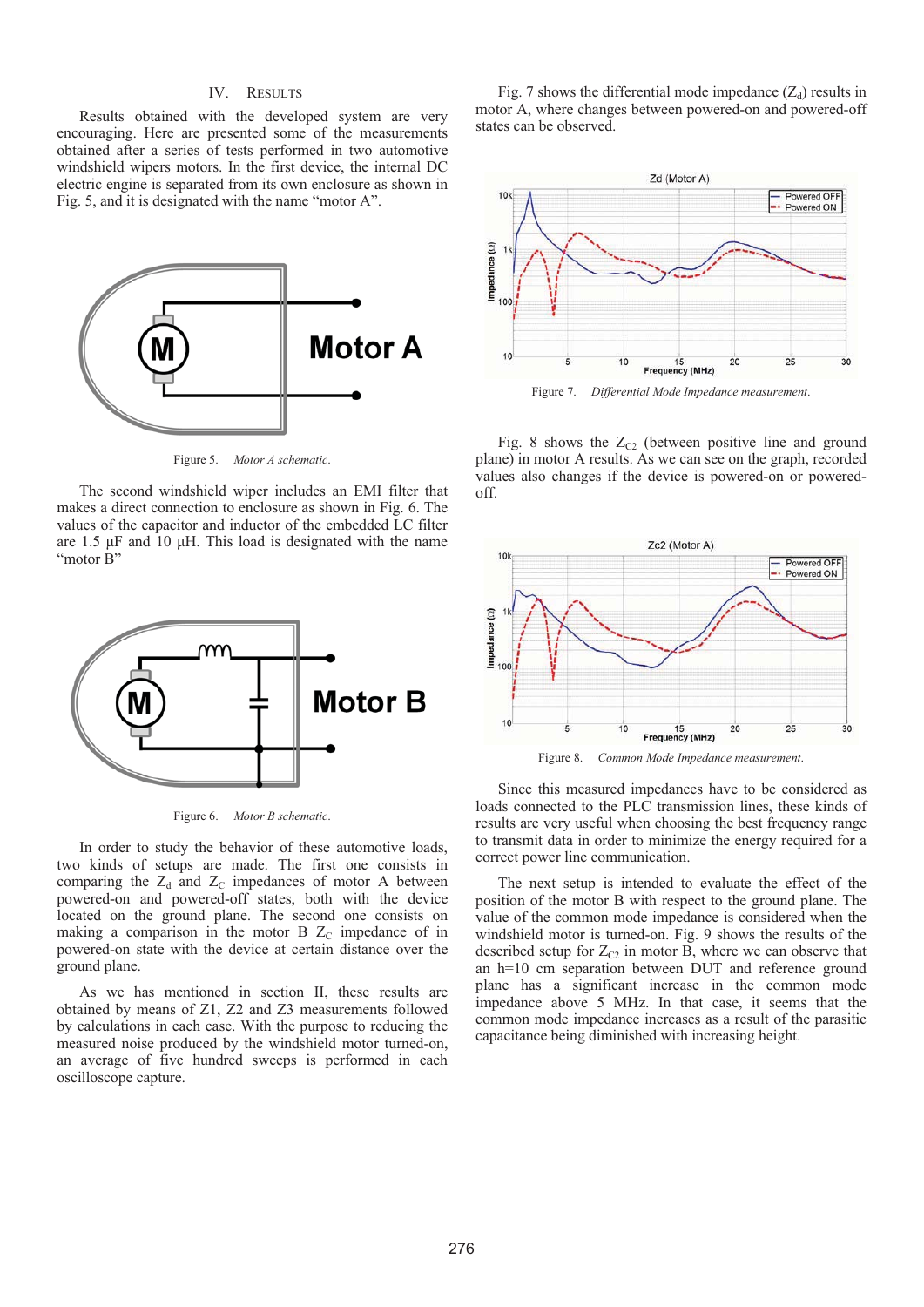## IV. Results

Results obtained with the developed system are very encouraging. Here are presented some of the measurements obtained after a series of tests performed in two automotive windshield wipers motors. In the first device, the internal DC electric engine is separated from its own enclosure as shown in Fig. 5, and it is designated with the name "motor A".

Figure 5. *Motor A schematic.*

The second windshield wiper includes an EMI filter that makes a direct connection to enclosure as shown in Fig. 6. The values of the capacitor and inductor of the embedded LC filter are 1.5 µF and 10 µH. This load is designated with the name "motor B"

Figure 6. *Motor B schematic.*

In order to study the behavior of these automotive loads, two kinds of setups are made. The first one consists in comparing the $Z_d$ and $Z_C$ impedances of motor A between powered-on and powered-off states, both with the device located on the ground plane. The second one consists on making a comparison in the motor B $Z_C$ impedance of in powered-on state with the device at certain distance over the ground plane.

As we has mentioned in section II, these results are obtained by means of Z1, Z2 and Z3 measurements followed by calculations in each case. With the purpose to reducing the measured noise produced by the windshield motor turned-on, an average of five hundred sweeps is performed in each oscilloscope capture.

Fig. 7 shows the differential mode impedance ($Z_d$) results in motor A, where changes between powered-on and powered-off states can be observed.

Figure 7. *Differential Mode Impedance measurement.*

Fig. 8 shows the $Z_{C2}$ (between positive line and ground plane) in motor A results. As we can see on the graph, recorded values also changes if the device is powered-on or powered-off.

Figure 8. *Common Mode Impedance measurement.*

Since this measured impedances have to be considered as loads connected to the PLC transmission lines, these kinds of results are very useful when choosing the best frequency range to transmit data in order to minimize the energy required for a correct power line communication.

The next setup is intended to evaluate the effect of the position of the motor B with respect to the ground plane. The value of the common mode impedance is considered when the windshield motor is turned-on. Fig. 9 shows the results of the described setup for $Z_{C2}$ in motor B, where we can observe that an h=10 cm separation between DUT and reference ground plane has a significant increase in the common mode impedance above 5 MHz. In that case, it seems that the common mode impedance increases as a result of the parasitic capacitance being diminished with increasing height.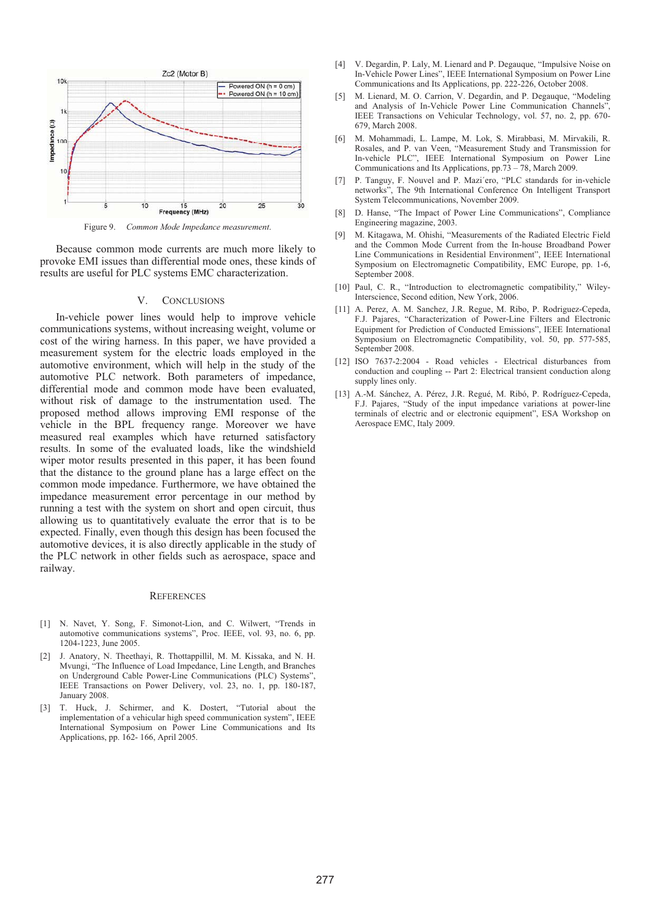Zc2 (Motor B)

Powered ON (h = 0 cm)
Powered ON (h = 10 cm)

Impedance (Ω)

10k
1k
100
10
1

5
10
15
20
25
30

Frequency (MHz)

Figure 9. *Common Mode Impedance measurement.*

Because common mode currents are much more likely to provoke EMI issues than differential mode ones, these kinds of results are useful for PLC systems EMC characterization.

## V. Conclusions

In-vehicle power lines would help to improve vehicle communications systems, without increasing weight, volume or cost of the wiring harness. In this paper, we have provided a measurement system for the electric loads employed in the automotive environment, which will help in the study of the automotive PLC network. Both parameters of impedance, differential mode and common mode have been evaluated, without risk of damage to the instrumentation used. The proposed method allows improving EMI response of the vehicle in the BPL frequency range. Moreover we have measured real examples which have returned satisfactory results. In some of the evaluated loads, like the windshield wiper motor results presented in this paper, it has been found that the distance to the ground plane has a large effect on the common mode impedance. Furthermore, we have obtained the impedance measurement error percentage in our method by running a test with the system on short and open circuit, thus allowing us to quantitatively evaluate the error that is to be expected. Finally, even though this design has been focused the automotive devices, it is also directly applicable in the study of the PLC network in other fields such as aerospace, space and railway.

## References

[1] N. Navet, Y. Song, F. Simonot-Lion, and C. Wilwert, "Trends in automotive communications systems", Proc. IEEE, vol. 93, no. 6, pp. 1204-1223, June 2005.

[2] J. Anatory, N. Theethayi, R. Thottappillil, M. M. Kissaka, and N. H. Mvungi, "The Influence of Load Impedance, Line Length, and Branches on Underground Cable Power-Line Communications (PLC) Systems", IEEE Transactions on Power Delivery, vol. 23, no. 1, pp. 180-187, January 2008.

[3] T. Huck, J. Schirmer, and K. Dostert, "Tutorial about the implementation of a vehicular high speed communication system", IEEE International Symposium on Power Line Communications and Its Applications, pp. 162- 166, April 2005.

[4] V. Degardin, P. Laly, M. Lienard and P. Degauque, "Impulsive Noise on In-Vehicle Power Lines", IEEE International Symposium on Power Line Communications and Its Applications, pp. 222-226, October 2008.

[5] M. Lienard, M. O. Carrion, V. Degardin, and P. Degauque, "Modeling and Analysis of In-Vehicle Power Line Communication Channels", IEEE Transactions on Vehicular Technology, vol. 57, no. 2, pp. 670-679, March 2008.

[6] M. Mohammadi, L. Lampe, M. Lok, S. Mirabbasi, M. Mirvakili, R. Rosales, and P. van Veen, "Measurement Study and Transmission for In-vehicle PLC", IEEE International Symposium on Power Line Communications and Its Applications, pp.73 – 78, March 2009.

[7] P. Tanguy, F. Nouvel and P. Mazi´ero, "PLC standards for in-vehicle networks", The 9th International Conference On Intelligent Transport System Telecommunications, November 2009.

[8] D. Hanse, "The Impact of Power Line Communications", Compliance Engineering magazine, 2003.

[9] M. Kitagawa, M. Ohishi, "Measurements of the Radiated Electric Field and the Common Mode Current from the In-house Broadband Power Line Communications in Residential Environment", IEEE International Symposium on Electromagnetic Compatibility, EMC Europe, pp. 1-6, September 2008.

[10] Paul, C. R., "Introduction to electromagnetic compatibility," Wiley-Interscience, Second edition, New York, 2006.

[11] A. Perez, A. M. Sanchez, J.R. Regue, M. Ribo, P. Rodriguez-Cepeda, F.J. Pajares, "Characterization of Power-Line Filters and Electronic Equipment for Prediction of Conducted Emissions", IEEE International Symposium on Electromagnetic Compatibility, vol. 50, pp. 577-585, September 2008.

[12] ISO 7637-2:2004 - Road vehicles - Electrical disturbances from conduction and coupling -- Part 2: Electrical transient conduction along supply lines only.

[13] A.-M. Sánchez, A. Pérez, J.R. Regué, M. Ribó, P. Rodríguez-Cepeda, F.J. Pajares, "Study of the input impedance variations at power-line terminals of electric and or electronic equipment", ESA Workshop on Aerospace EMC, Italy 2009.